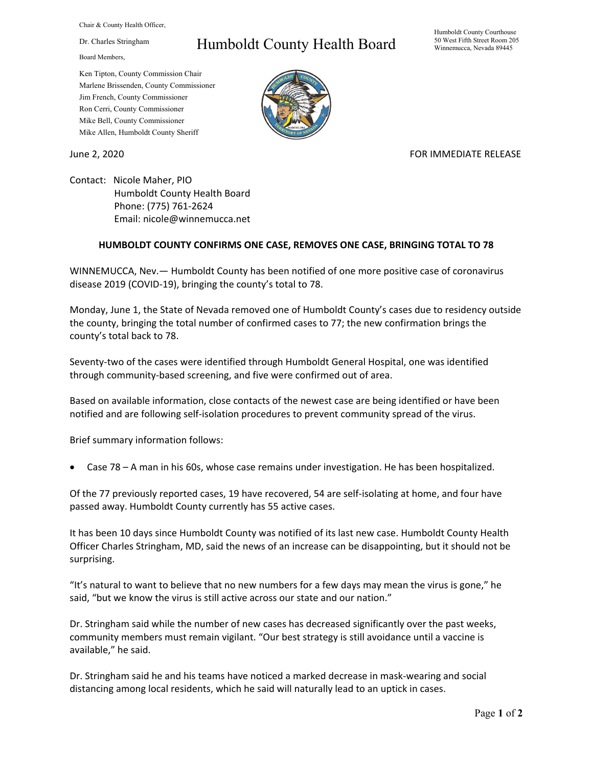Chair & County Health Officer,

Dr. Charles Stringham

# Humboldt County Health Board

Humboldt County Courthouse
50 West Fifth Street Room 205
Winnemucca, Nevada 89445

Board Members,

Ken Tipton, County Commission Chair
Marlene Brissenden, County Commissioner
Jim French, County Commissioner
Ron Cerri, County Commissioner
Mike Bell, County Commissioner
Mike Allen, Humboldt County Sheriff

June 2, 2020

FOR IMMEDIATE RELEASE

Contact: Nicole Maher, PIO
Humboldt County Health Board
Phone: (775) 761-2624
Email: nicole@winnemucca.net

**HUMBOLDT COUNTY CONFIRMS ONE CASE, REMOVES ONE CASE, BRINGING TOTAL TO 78**

WINNEMUCCA, Nev.— Humboldt County has been notified of one more positive case of coronavirus disease 2019 (COVID-19), bringing the county's total to 78.

Monday, June 1, the State of Nevada removed one of Humboldt County's cases due to residency outside the county, bringing the total number of confirmed cases to 77; the new confirmation brings the county's total back to 78.

Seventy-two of the cases were identified through Humboldt General Hospital, one was identified through community-based screening, and five were confirmed out of area.

Based on available information, close contacts of the newest case are being identified or have been notified and are following self-isolation procedures to prevent community spread of the virus.

Brief summary information follows:

- Case 78 – A man in his 60s, whose case remains under investigation. He has been hospitalized.

Of the 77 previously reported cases, 19 have recovered, 54 are self-isolating at home, and four have passed away. Humboldt County currently has 55 active cases.

It has been 10 days since Humboldt County was notified of its last new case. Humboldt County Health Officer Charles Stringham, MD, said the news of an increase can be disappointing, but it should not be surprising.

"It's natural to want to believe that no new numbers for a few days may mean the virus is gone," he said, "but we know the virus is still active across our state and our nation."

Dr. Stringham said while the number of new cases has decreased significantly over the past weeks, community members must remain vigilant. "Our best strategy is still avoidance until a vaccine is available," he said.

Dr. Stringham said he and his teams have noticed a marked decrease in mask-wearing and social distancing among local residents, which he said will naturally lead to an uptick in cases.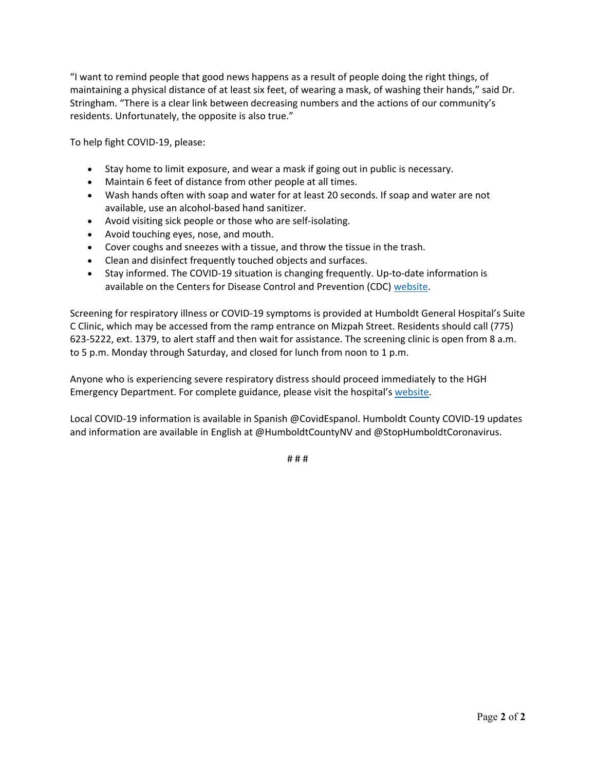"I want to remind people that good news happens as a result of people doing the right things, of maintaining a physical distance of at least six feet, of wearing a mask, of washing their hands," said Dr. Stringham. "There is a clear link between decreasing numbers and the actions of our community's residents. Unfortunately, the opposite is also true."

To help fight COVID-19, please:

- Stay home to limit exposure, and wear a mask if going out in public is necessary.
- Maintain 6 feet of distance from other people at all times.
- Wash hands often with soap and water for at least 20 seconds. If soap and water are not available, use an alcohol-based hand sanitizer.
- Avoid visiting sick people or those who are self-isolating.
- Avoid touching eyes, nose, and mouth.
- Cover coughs and sneezes with a tissue, and throw the tissue in the trash.
- Clean and disinfect frequently touched objects and surfaces.
- Stay informed. The COVID-19 situation is changing frequently. Up-to-date information is available on the Centers for Disease Control and Prevention (CDC) website.

Screening for respiratory illness or COVID-19 symptoms is provided at Humboldt General Hospital's Suite C Clinic, which may be accessed from the ramp entrance on Mizpah Street. Residents should call (775) 623-5222, ext. 1379, to alert staff and then wait for assistance. The screening clinic is open from 8 a.m. to 5 p.m. Monday through Saturday, and closed for lunch from noon to 1 p.m.

Anyone who is experiencing severe respiratory distress should proceed immediately to the HGH Emergency Department. For complete guidance, please visit the hospital's website.

Local COVID-19 information is available in Spanish @CovidEspanol. Humboldt County COVID-19 updates and information are available in English at @HumboldtCountyNV and @StopHumboldtCoronavirus.

# # #